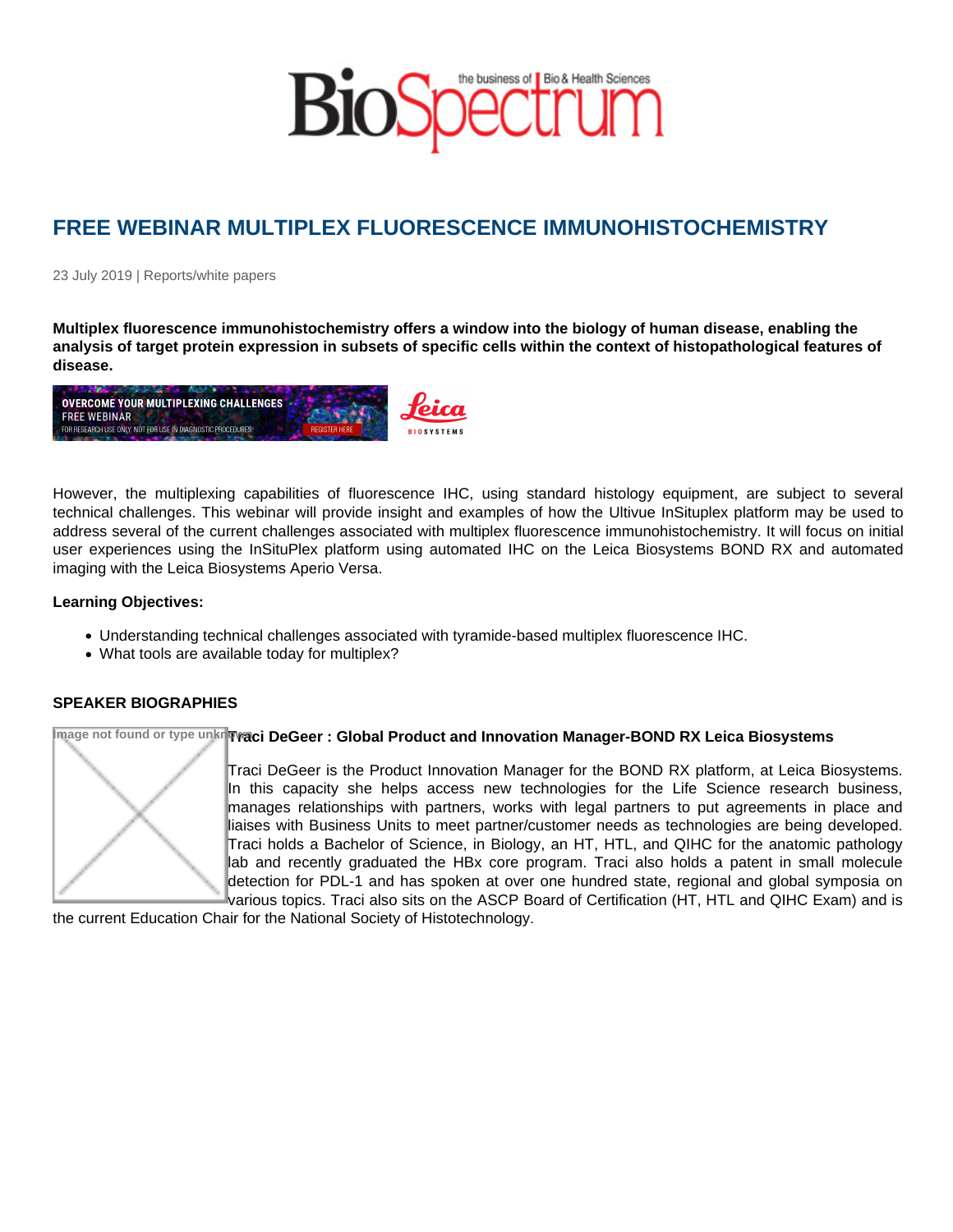# FREE WEBINAR MULTIPLEX FLUORESCENCE IMMUNOHISTOCHEMISTRY

23 July 2019 | Reports/white papers

**Multiplex fluorescence immunohistochemistry offers a window into the biology of human disease, enabling the analysis of target protein expression in subsets of specific cells within the context of histopathological features of disease.**

However, the multiplexing capabilities of fluorescence IHC, using standard histology equipment, are subject to several technical challenges. This webinar will provide insight and examples of how the Ultivue InSituplex platform may be used to address several of the current challenges associated with multiplex fluorescence immunohistochemistry. It will focus on initial user experiences using the InSituPlex platform using automated IHC on the Leica Biosystems BOND RX and automated imaging with the Leica Biosystems Aperio Versa.

**Learning Objectives:**

- Understanding technical challenges associated with tyramide-based multiplex fluorescence IHC.
- What tools are available today for multiplex?

**SPEAKER BIOGRAPHIES**

**Traci DeGeer : Global Product and Innovation Manager-BOND RX Leica Biosystems**

Traci DeGeer is the Product Innovation Manager for the BOND RX platform, at Leica Biosystems. In this capacity she helps access new technologies for the Life Science research business, manages relationships with partners, works with legal partners to put agreements in place and liaises with Business Units to meet partner/customer needs as technologies are being developed. Traci holds a Bachelor of Science, in Biology, an HT, HTL, and QIHC for the anatomic pathology lab and recently graduated the HBx core program. Traci also holds a patent in small molecule detection for PDL-1 and has spoken at over one hundred state, regional and global symposia on various topics. Traci also sits on the ASCP Board of Certification (HT, HTL and QIHC Exam) and is the current Education Chair for the National Society of Histotechnology.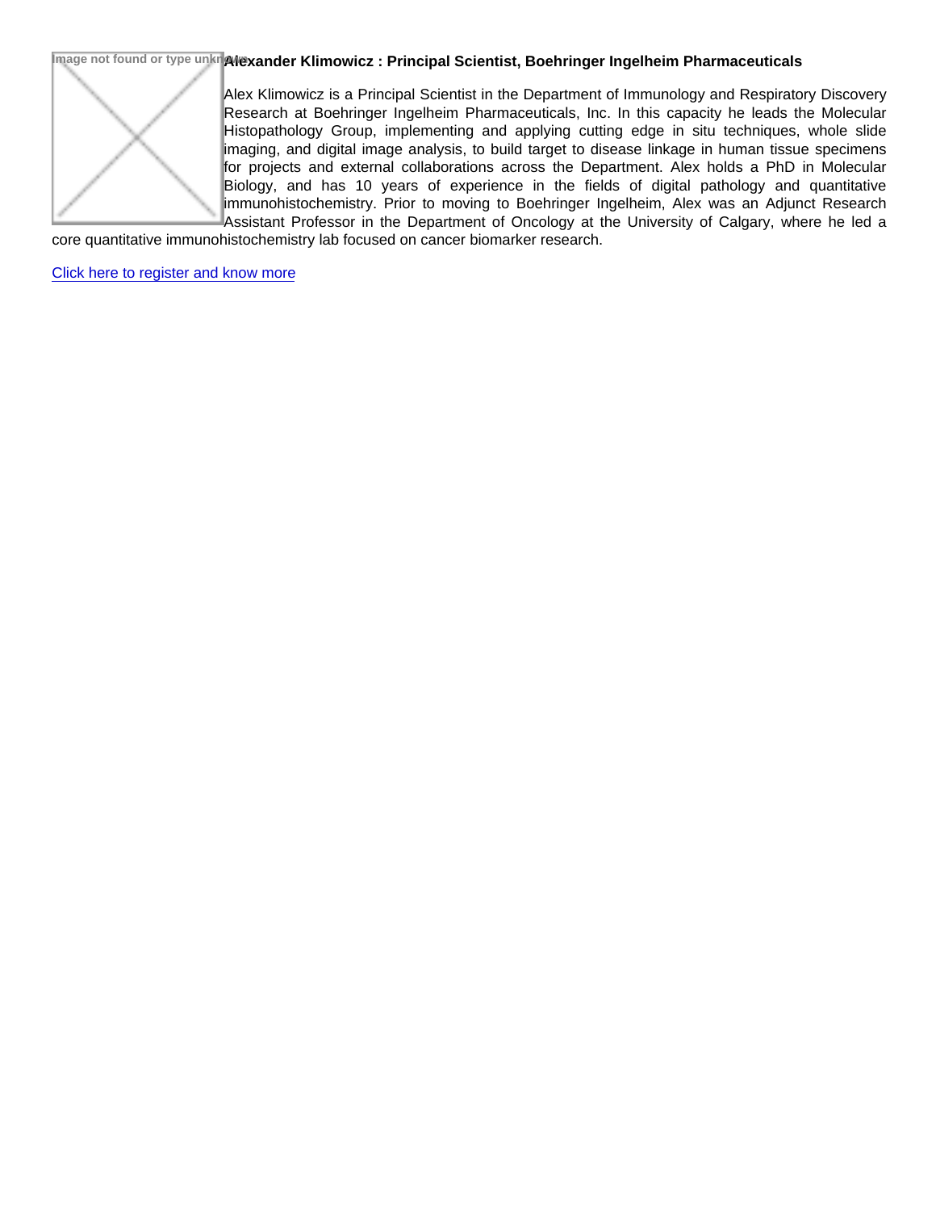**Alexander Klimowicz : Principal Scientist, Boehringer Ingelheim Pharmaceuticals**

Alex Klimowicz is a Principal Scientist in the Department of Immunology and Respiratory Discovery Research at Boehringer Ingelheim Pharmaceuticals, Inc. In this capacity he leads the Molecular Histopathology Group, implementing and applying cutting edge in situ techniques, whole slide imaging, and digital image analysis, to build target to disease linkage in human tissue specimens for projects and external collaborations across the Department. Alex holds a PhD in Molecular Biology, and has 10 years of experience in the fields of digital pathology and quantitative immunohistochemistry. Prior to moving to Boehringer Ingelheim, Alex was an Adjunct Research Assistant Professor in the Department of Oncology at the University of Calgary, where he led a core quantitative immunohistochemistry lab focused on cancer biomarker research.

Click here to register and know more